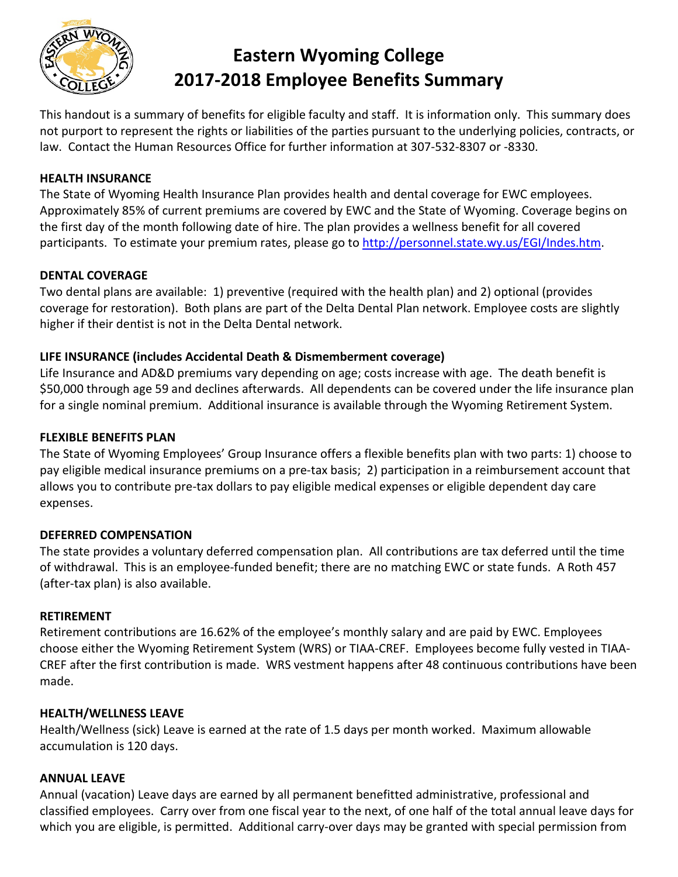# Eastern Wyoming College
# 2017-2018 Employee Benefits Summary

This handout is a summary of benefits for eligible faculty and staff. It is information only. This summary does not purport to represent the rights or liabilities of the parties pursuant to the underlying policies, contracts, or law. Contact the Human Resources Office for further information at 307-532-8307 or -8330.

**HEALTH INSURANCE**

The State of Wyoming Health Insurance Plan provides health and dental coverage for EWC employees. Approximately 85% of current premiums are covered by EWC and the State of Wyoming. Coverage begins on the first day of the month following date of hire. The plan provides a wellness benefit for all covered participants. To estimate your premium rates, please go to [http://personnel.state.wy.us/EGI/Indes.htm](http://personnel.state.wy.us/EGI/Indes.htm).

**DENTAL COVERAGE**

Two dental plans are available: 1) preventive (required with the health plan) and 2) optional (provides coverage for restoration). Both plans are part of the Delta Dental Plan network. Employee costs are slightly higher if their dentist is not in the Delta Dental network.

**LIFE INSURANCE (includes Accidental Death & Dismemberment coverage)**

Life Insurance and AD&D premiums vary depending on age; costs increase with age. The death benefit is $50,000 through age 59 and declines afterwards. All dependents can be covered under the life insurance plan for a single nominal premium. Additional insurance is available through the Wyoming Retirement System.

**FLEXIBLE BENEFITS PLAN**

The State of Wyoming Employees' Group Insurance offers a flexible benefits plan with two parts: 1) choose to pay eligible medical insurance premiums on a pre-tax basis; 2) participation in a reimbursement account that allows you to contribute pre-tax dollars to pay eligible medical expenses or eligible dependent day care expenses.

**DEFERRED COMPENSATION**

The state provides a voluntary deferred compensation plan. All contributions are tax deferred until the time of withdrawal. This is an employee-funded benefit; there are no matching EWC or state funds. A Roth 457 (after-tax plan) is also available.

**RETIREMENT**

Retirement contributions are 16.62% of the employee's monthly salary and are paid by EWC. Employees choose either the Wyoming Retirement System (WRS) or TIAA-CREF. Employees become fully vested in TIAA-CREF after the first contribution is made. WRS vestment happens after 48 continuous contributions have been made.

**HEALTH/WELLNESS LEAVE**

Health/Wellness (sick) Leave is earned at the rate of 1.5 days per month worked. Maximum allowable accumulation is 120 days.

**ANNUAL LEAVE**

Annual (vacation) Leave days are earned by all permanent benefitted administrative, professional and classified employees. Carry over from one fiscal year to the next, of one half of the total annual leave days for which you are eligible, is permitted. Additional carry-over days may be granted with special permission from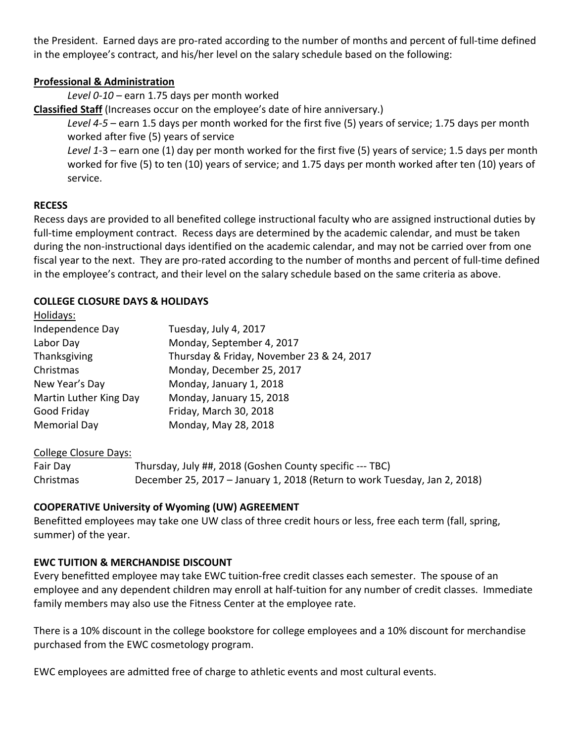the President. Earned days are pro-rated according to the number of months and percent of full-time defined in the employee's contract, and his/her level on the salary schedule based on the following:

**Professional & Administration**

*Level 0-10* – earn 1.75 days per month worked

**Classified Staff** (Increases occur on the employee's date of hire anniversary.)

*Level 4-5* – earn 1.5 days per month worked for the first five (5) years of service; 1.75 days per month worked after five (5) years of service

*Level 1*-3 – earn one (1) day per month worked for the first five (5) years of service; 1.5 days per month worked for five (5) to ten (10) years of service; and 1.75 days per month worked after ten (10) years of service.

**RECESS**

Recess days are provided to all benefited college instructional faculty who are assigned instructional duties by full-time employment contract. Recess days are determined by the academic calendar, and must be taken during the non-instructional days identified on the academic calendar, and may not be carried over from one fiscal year to the next. They are pro-rated according to the number of months and percent of full-time defined in the employee's contract, and their level on the salary schedule based on the same criteria as above.

**COLLEGE CLOSURE DAYS & HOLIDAYS**

Holidays:

| | |
|---|---|
| Independence Day | Tuesday, July 4, 2017 |
| Labor Day | Monday, September 4, 2017 |
| Thanksgiving | Thursday & Friday, November 23 & 24, 2017 |
| Christmas | Monday, December 25, 2017 |
| New Year's Day | Monday, January 1, 2018 |
| Martin Luther King Day | Monday, January 15, 2018 |
| Good Friday | Friday, March 30, 2018 |
| Memorial Day | Monday, May 28, 2018 |

College Closure Days:

| | |
|---|---|
| Fair Day | Thursday, July ##, 2018 (Goshen County specific --- TBC) |
| Christmas | December 25, 2017 – January 1, 2018 (Return to work Tuesday, Jan 2, 2018) |

**COOPERATIVE University of Wyoming (UW) AGREEMENT**

Benefitted employees may take one UW class of three credit hours or less, free each term (fall, spring, summer) of the year.

**EWC TUITION & MERCHANDISE DISCOUNT**

Every benefitted employee may take EWC tuition-free credit classes each semester. The spouse of an employee and any dependent children may enroll at half-tuition for any number of credit classes. Immediate family members may also use the Fitness Center at the employee rate.

There is a 10% discount in the college bookstore for college employees and a 10% discount for merchandise purchased from the EWC cosmetology program.

EWC employees are admitted free of charge to athletic events and most cultural events.